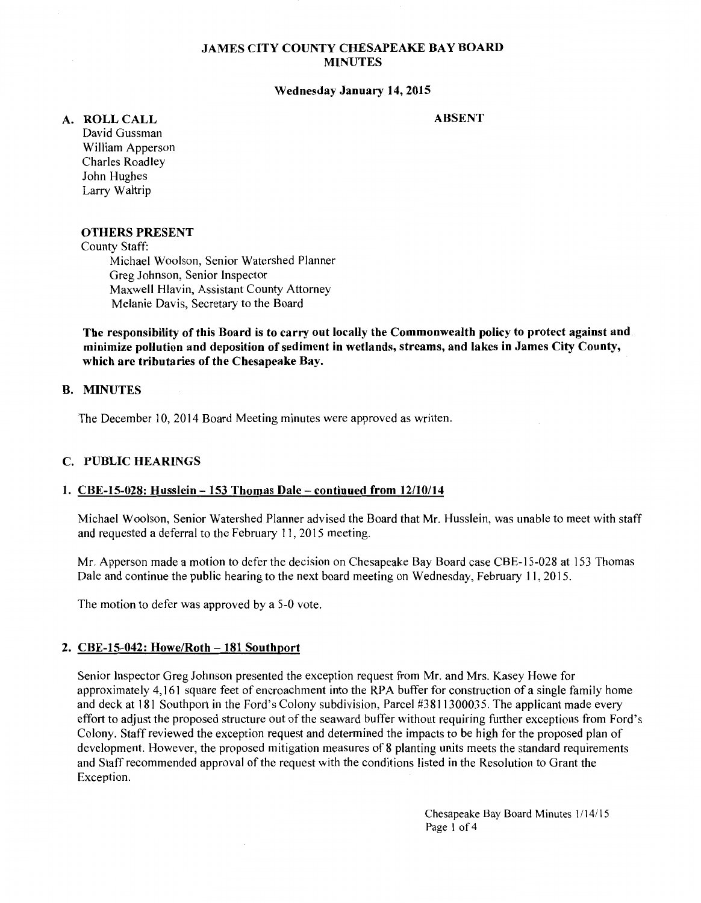# JAMES CITY COUNTY CHESAPEAKE BAY BOARD MINUTES

**Wednesday January 14, 2015**

## A. ROLL CALL

**ABSENT**

David Gussman
William Apperson
Charles Roadley
John Hughes
Larry Waltrip

### OTHERS PRESENT

County Staff:

Michael Woolson, Senior Watershed Planner
Greg Johnson, Senior Inspector
Maxwell Hlavin, Assistant County Attorney
Melanie Davis, Secretary to the Board

**The responsibility of this Board is to carry out locally the Commonwealth policy to protect against and minimize pollution and deposition of sediment in wetlands, streams, and lakes in James City County, which are tributaries of the Chesapeake Bay.**

## B. MINUTES

The December 10, 2014 Board Meeting minutes were approved as written.

## C. PUBLIC HEARINGS

### 1. CBE-15-028: Husslein – 153 Thomas Dale – continued from 12/10/14

Michael Woolson, Senior Watershed Planner advised the Board that Mr. Husslein, was unable to meet with staff and requested a deferral to the February 11, 2015 meeting.

Mr. Apperson made a motion to defer the decision on Chesapeake Bay Board case CBE-15-028 at 153 Thomas Dale and continue the public hearing to the next board meeting on Wednesday, February 11, 2015.

The motion to defer was approved by a 5-0 vote.

### 2. CBE-15-042: Howe/Roth – 181 Southport

Senior Inspector Greg Johnson presented the exception request from Mr. and Mrs. Kasey Howe for approximately 4,161 square feet of encroachment into the RPA buffer for construction of a single family home and deck at 181 Southport in the Ford's Colony subdivision, Parcel #3811300035. The applicant made every effort to adjust the proposed structure out of the seaward buffer without requiring further exceptions from Ford's Colony. Staff reviewed the exception request and determined the impacts to be high for the proposed plan of development. However, the proposed mitigation measures of 8 planting units meets the standard requirements and Staff recommended approval of the request with the conditions listed in the Resolution to Grant the Exception.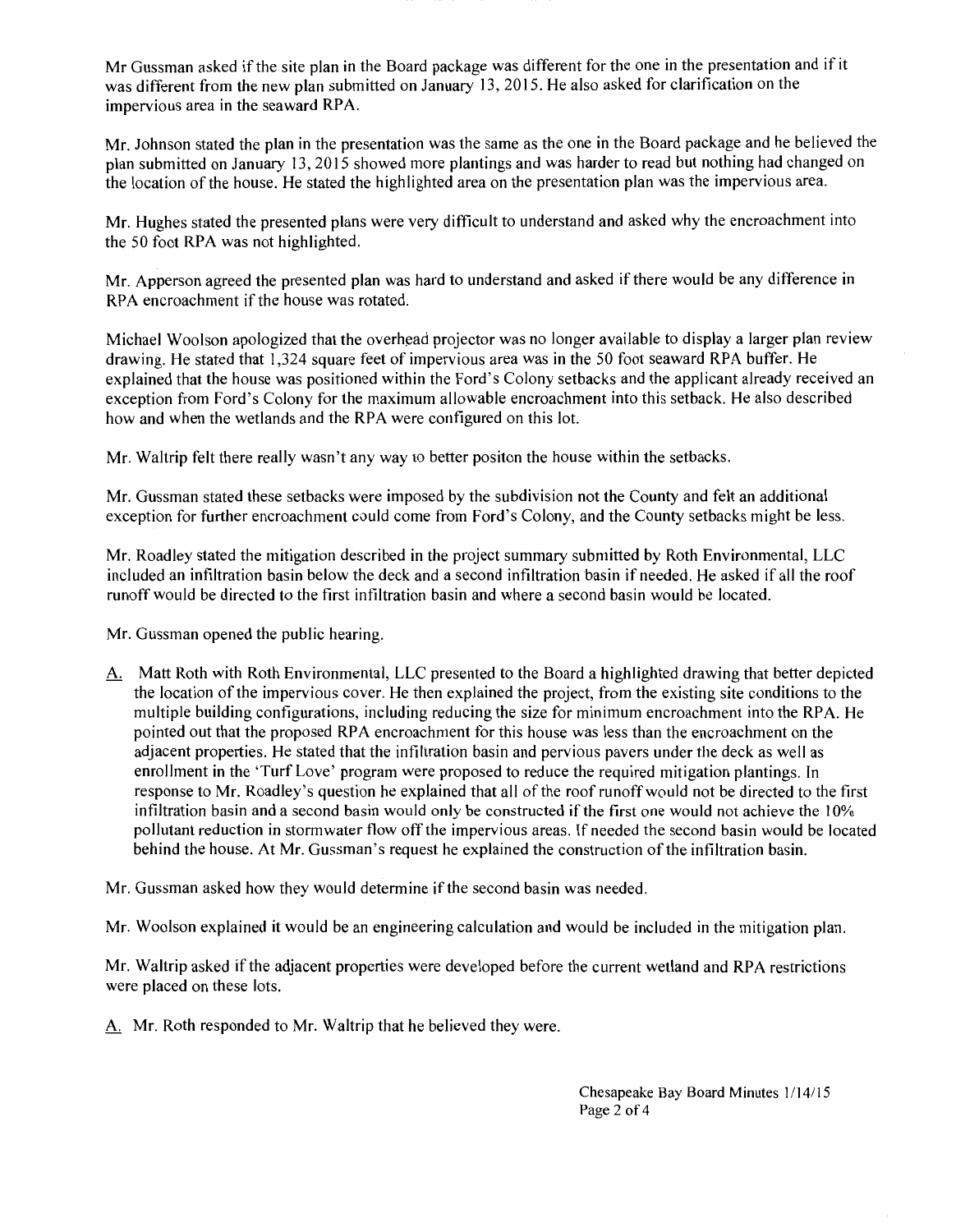Mr Gussman asked if the site plan in the Board package was different for the one in the presentation and if it was different from the new plan submitted on January 13, 2015. He also asked for clarification on the impervious area in the seaward RPA.

Mr. Johnson stated the plan in the presentation was the same as the one in the Board package and he believed the plan submitted on January 13, 2015 showed more plantings and was harder to read but nothing had changed on the location of the house. He stated the highlighted area on the presentation plan was the impervious area.

Mr. Hughes stated the presented plans were very difficult to understand and asked why the encroachment into the 50 foot RPA was not highlighted.

Mr. Apperson agreed the presented plan was hard to understand and asked if there would be any difference in RPA encroachment if the house was rotated.

Michael Woolson apologized that the overhead projector was no longer available to display a larger plan review drawing. He stated that 1,324 square feet of impervious area was in the 50 foot seaward RPA buffer. He explained that the house was positioned within the Ford's Colony setbacks and the applicant already received an exception from Ford's Colony for the maximum allowable encroachment into this setback. He also described how and when the wetlands and the RPA were configured on this lot.

Mr. Waltrip felt there really wasn't any way to better positon the house within the setbacks.

Mr. Gussman stated these setbacks were imposed by the subdivision not the County and felt an additional exception for further encroachment could come from Ford's Colony, and the County setbacks might be less.

Mr. Roadley stated the mitigation described in the project summary submitted by Roth Environmental, LLC included an infiltration basin below the deck and a second infiltration basin if needed. He asked if all the roof runoff would be directed to the first infiltration basin and where a second basin would be located.

Mr. Gussman opened the public hearing.

A. Matt Roth with Roth Environmental, LLC presented to the Board a highlighted drawing that better depicted the location of the impervious cover. He then explained the project, from the existing site conditions to the multiple building configurations, including reducing the size for minimum encroachment into the RPA. He pointed out that the proposed RPA encroachment for this house was less than the encroachment on the adjacent properties. He stated that the infiltration basin and pervious pavers under the deck as well as enrollment in the 'Turf Love' program were proposed to reduce the required mitigation plantings. In response to Mr. Roadley's question he explained that all of the roof runoff would not be directed to the first infiltration basin and a second basin would only be constructed if the first one would not achieve the 10% pollutant reduction in stormwater flow off the impervious areas. If needed the second basin would be located behind the house. At Mr. Gussman's request he explained the construction of the infiltration basin.

Mr. Gussman asked how they would determine if the second basin was needed.

Mr. Woolson explained it would be an engineering calculation and would be included in the mitigation plan.

Mr. Waltrip asked if the adjacent properties were developed before the current wetland and RPA restrictions were placed on these lots.

A. Mr. Roth responded to Mr. Waltrip that he believed they were.

Chesapeake Bay Board Minutes 1/14/15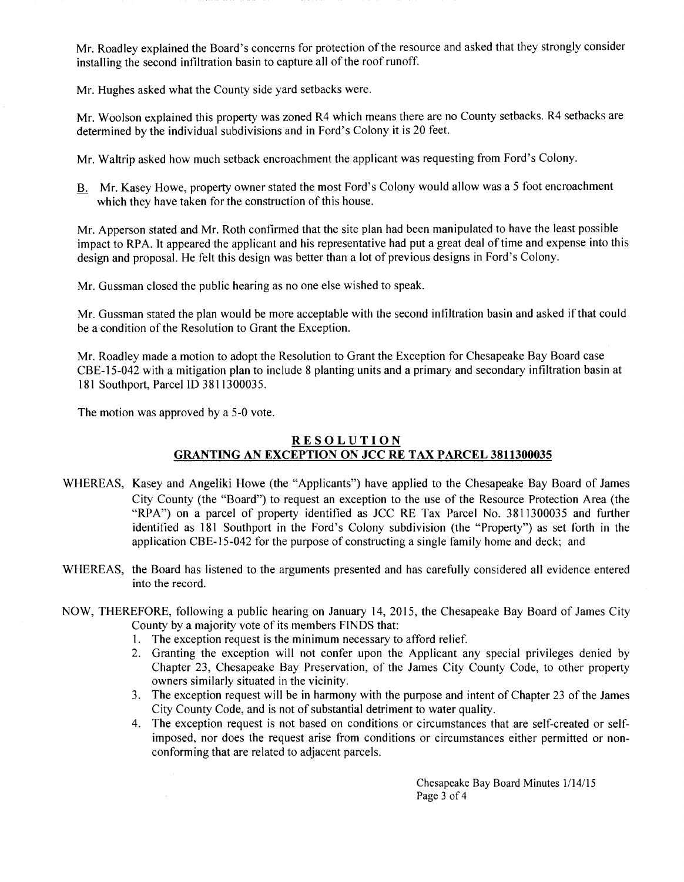Mr. Roadley explained the Board's concerns for protection of the resource and asked that they strongly consider installing the second infiltration basin to capture all of the roof runoff.

Mr. Hughes asked what the County side yard setbacks were.

Mr. Woolson explained this property was zoned R4 which means there are no County setbacks. R4 setbacks are determined by the individual subdivisions and in Ford's Colony it is 20 feet.

Mr. Waltrip asked how much setback encroachment the applicant was requesting from Ford's Colony.

B. Mr. Kasey Howe, property owner stated the most Ford's Colony would allow was a 5 foot encroachment which they have taken for the construction of this house.

Mr. Apperson stated and Mr. Roth confirmed that the site plan had been manipulated to have the least possible impact to RPA. It appeared the applicant and his representative had put a great deal of time and expense into this design and proposal. He felt this design was better than a lot of previous designs in Ford's Colony.

Mr. Gussman closed the public hearing as no one else wished to speak.

Mr. Gussman stated the plan would be more acceptable with the second infiltration basin and asked if that could be a condition of the Resolution to Grant the Exception.

Mr. Roadley made a motion to adopt the Resolution to Grant the Exception for Chesapeake Bay Board case CBE-15-042 with a mitigation plan to include 8 planting units and a primary and secondary infiltration basin at 181 Southport, Parcel ID 3811300035.

The motion was approved by a 5-0 vote.

## RESOLUTION

## GRANTING AN EXCEPTION ON JCC RE TAX PARCEL 3811300035

WHEREAS, Kasey and Angeliki Howe (the "Applicants") have applied to the Chesapeake Bay Board of James City County (the "Board") to request an exception to the use of the Resource Protection Area (the "RPA") on a parcel of property identified as JCC RE Tax Parcel No. 3811300035 and further identified as 181 Southport in the Ford's Colony subdivision (the "Property") as set forth in the application CBE-15-042 for the purpose of constructing a single family home and deck; and

WHEREAS, the Board has listened to the arguments presented and has carefully considered all evidence entered into the record.

NOW, THEREFORE, following a public hearing on January 14, 2015, the Chesapeake Bay Board of James City County by a majority vote of its members FINDS that:

1. The exception request is the minimum necessary to afford relief.
2. Granting the exception will not confer upon the Applicant any special privileges denied by Chapter 23, Chesapeake Bay Preservation, of the James City County Code, to other property owners similarly situated in the vicinity.
3. The exception request will be in harmony with the purpose and intent of Chapter 23 of the James City County Code, and is not of substantial detriment to water quality.
4. The exception request is not based on conditions or circumstances that are self-created or self-imposed, nor does the request arise from conditions or circumstances either permitted or non-conforming that are related to adjacent parcels.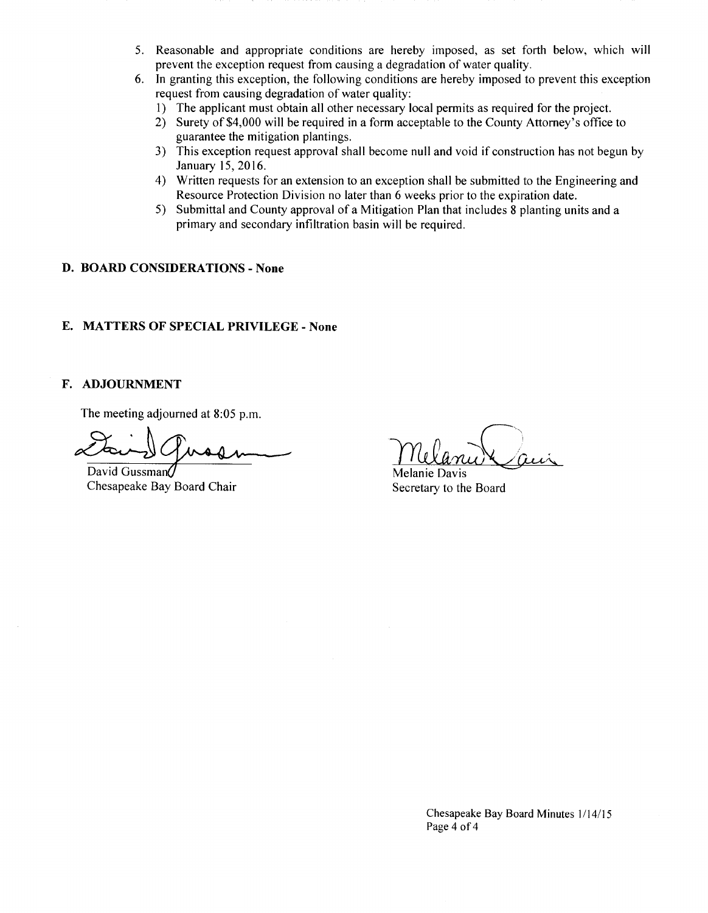5. Reasonable and appropriate conditions are hereby imposed, as set forth below, which will prevent the exception request from causing a degradation of water quality.
6. In granting this exception, the following conditions are hereby imposed to prevent this exception request from causing degradation of water quality:
   1) The applicant must obtain all other necessary local permits as required for the project.
   2) Surety of $4,000 will be required in a form acceptable to the County Attorney's office to guarantee the mitigation plantings.
   3) This exception request approval shall become null and void if construction has not begun by January 15, 2016.
   4) Written requests for an extension to an exception shall be submitted to the Engineering and Resource Protection Division no later than 6 weeks prior to the expiration date.
   5) Submittal and County approval of a Mitigation Plan that includes 8 planting units and a primary and secondary infiltration basin will be required.

## D. BOARD CONSIDERATIONS - None

## E. MATTERS OF SPECIAL PRIVILEGE - None

## F. ADJOURNMENT

The meeting adjourned at 8:05 p.m.

David Gussman
Chesapeake Bay Board Chair

Melanie Davis
Secretary to the Board